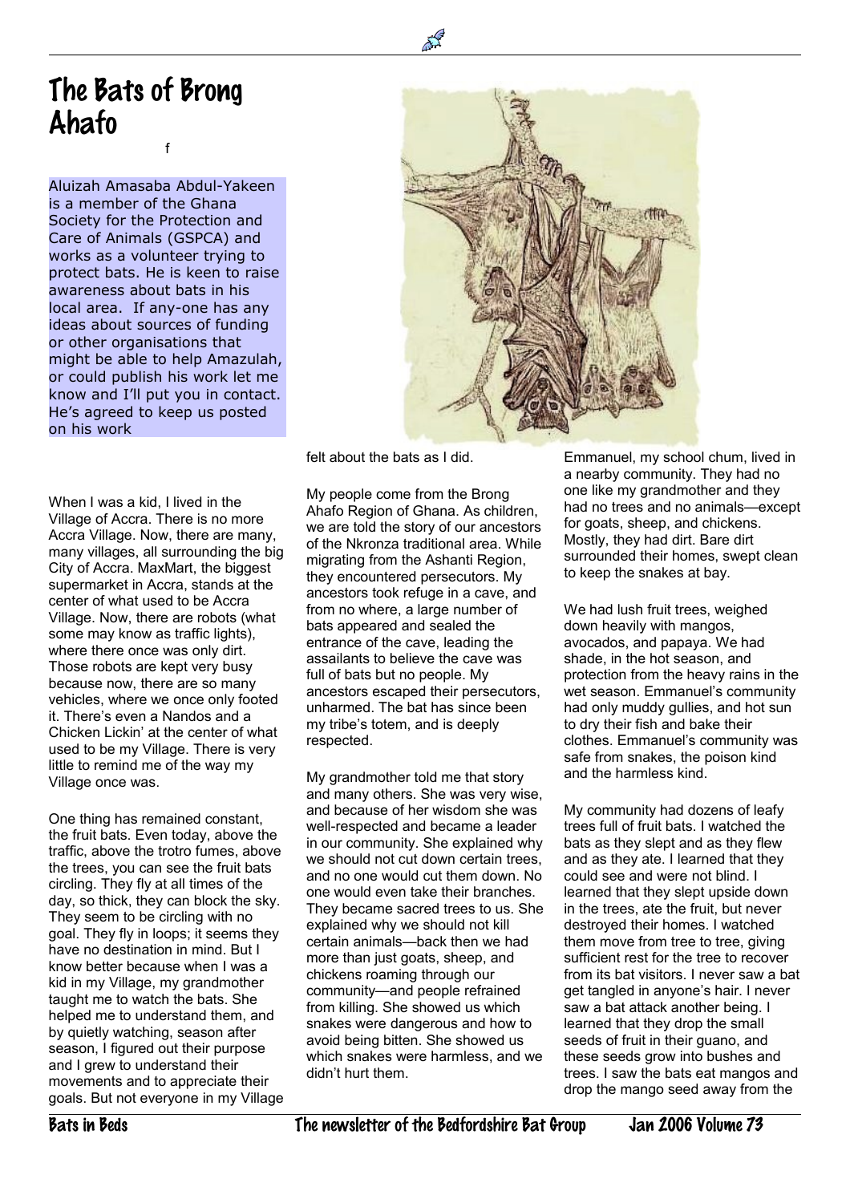# The Bats of Brong Ahafo

f

Aluizah Amasaba Abdul-Yakeen is a member of the Ghana Society for the Protection and Care of Animals (GSPCA) and works as a volunteer trying to protect bats. He is keen to raise awareness about bats in his local area. If any-one has any ideas about sources of funding or other organisations that might be able to help Amazulah, or could publish his work let me know and I'll put you in contact. He's agreed to keep us posted on his work

When I was a kid, I lived in the Village of Accra. There is no more Accra Village. Now, there are many, many villages, all surrounding the big City of Accra. MaxMart, the biggest supermarket in Accra, stands at the center of what used to be Accra Village. Now, there are robots (what some may know as traffic lights), where there once was only dirt. Those robots are kept very busy because now, there are so many vehicles, where we once only footed it. There's even a Nandos and a Chicken Lickin' at the center of what used to be my Village. There is very little to remind me of the way my Village once was.

One thing has remained constant, the fruit bats. Even today, above the traffic, above the trotro fumes, above the trees, you can see the fruit bats circling. They fly at all times of the day, so thick, they can block the sky. They seem to be circling with no goal. They fly in loops; it seems they have no destination in mind. But I know better because when I was a kid in my Village, my grandmother taught me to watch the bats. She helped me to understand them, and by quietly watching, season after season, I figured out their purpose and I grew to understand their movements and to appreciate their goals. But not everyone in my Village felt about the bats as I did.

My people come from the Brong Ahafo Region of Ghana. As children, we are told the story of our ancestors of the Nkronza traditional area. While migrating from the Ashanti Region, they encountered persecutors. My ancestors took refuge in a cave, and from no where, a large number of bats appeared and sealed the entrance of the cave, leading the assailants to believe the cave was full of bats but no people. My ancestors escaped their persecutors, unharmed. The bat has since been my tribe's totem, and is deeply respected.

My grandmother told me that story and many others. She was very wise, and because of her wisdom she was well-respected and became a leader in our community. She explained why we should not cut down certain trees, and no one would cut them down. No one would even take their branches. They became sacred trees to us. She explained why we should not kill certain animals—back then we had more than just goats, sheep, and chickens roaming through our community—and people refrained from killing. She showed us which snakes were dangerous and how to avoid being bitten. She showed us which snakes were harmless, and we didn't hurt them.

Emmanuel, my school chum, lived in a nearby community. They had no one like my grandmother and they had no trees and no animals—except for goats, sheep, and chickens. Mostly, they had dirt. Bare dirt surrounded their homes, swept clean to keep the snakes at bay.

We had lush fruit trees, weighed down heavily with mangos, avocados, and papaya. We had shade, in the hot season, and protection from the heavy rains in the wet season. Emmanuel's community had only muddy gullies, and hot sun to dry their fish and bake their clothes. Emmanuel's community was safe from snakes, the poison kind and the harmless kind.

My community had dozens of leafy trees full of fruit bats. I watched the bats as they slept and as they flew and as they ate. I learned that they could see and were not blind. I learned that they slept upside down in the trees, ate the fruit, but never destroyed their homes. I watched them move from tree to tree, giving sufficient rest for the tree to recover from its bat visitors. I never saw a bat get tangled in anyone's hair. I never saw a bat attack another being. I learned that they drop the small seeds of fruit in their guano, and these seeds grow into bushes and trees. I saw the bats eat mangos and drop the mango seed away from the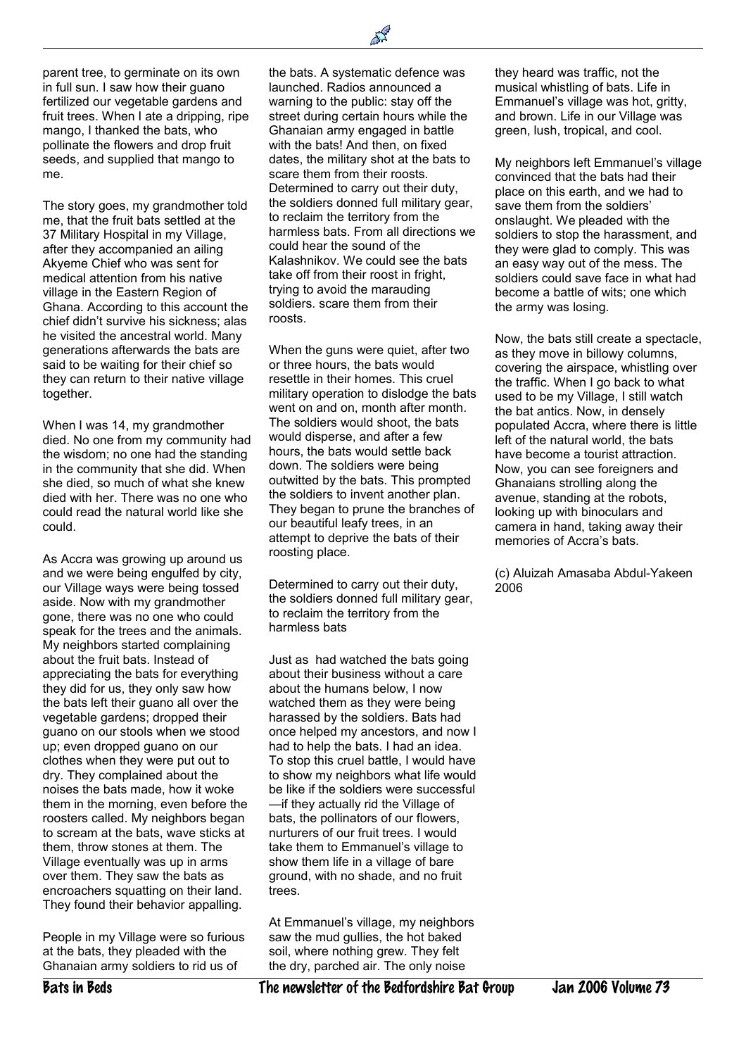parent tree, to germinate on its own in full sun. I saw how their guano fertilized our vegetable gardens and fruit trees. When I ate a dripping, ripe mango, I thanked the bats, who pollinate the flowers and drop fruit seeds, and supplied that mango to me.

The story goes, my grandmother told me, that the fruit bats settled at the 37 Military Hospital in my Village, after they accompanied an ailing Akyeme Chief who was sent for medical attention from his native village in the Eastern Region of Ghana. According to this account the chief didn't survive his sickness; alas he visited the ancestral world. Many generations afterwards the bats are said to be waiting for their chief so they can return to their native village together.

When I was 14, my grandmother died. No one from my community had the wisdom; no one had the standing in the community that she did. When she died, so much of what she knew died with her. There was no one who could read the natural world like she could.

As Accra was growing up around us and we were being engulfed by city, our Village ways were being tossed aside. Now with my grandmother gone, there was no one who could speak for the trees and the animals. My neighbors started complaining about the fruit bats. Instead of appreciating the bats for everything they did for us, they only saw how the bats left their guano all over the vegetable gardens; dropped their guano on our stools when we stood up; even dropped guano on our clothes when they were put out to dry. They complained about the noises the bats made, how it woke them in the morning, even before the roosters called. My neighbors began to scream at the bats, wave sticks at them, throw stones at them. The Village eventually was up in arms over them. They saw the bats as encroachers squatting on their land. They found their behavior appalling.

People in my Village were so furious at the bats, they pleaded with the Ghanaian army soldiers to rid us of the bats. A systematic defence was launched. Radios announced a warning to the public: stay off the street during certain hours while the Ghanaian army engaged in battle with the bats! And then, on fixed dates, the military shot at the bats to scare them from their roosts. Determined to carry out their duty, the soldiers donned full military gear, to reclaim the territory from the harmless bats. From all directions we could hear the sound of the Kalashnikov. We could see the bats take off from their roost in fright, trying to avoid the marauding soldiers. scare them from their roosts.

When the guns were quiet, after two or three hours, the bats would resettle in their homes. This cruel military operation to dislodge the bats went on and on, month after month. The soldiers would shoot, the bats would disperse, and after a few hours, the bats would settle back down. The soldiers were being outwitted by the bats. This prompted the soldiers to invent another plan. They began to prune the branches of our beautiful leafy trees, in an attempt to deprive the bats of their roosting place.

Determined to carry out their duty, the soldiers donned full military gear, to reclaim the territory from the harmless bats

Just as had watched the bats going about their business without a care about the humans below, I now watched them as they were being harassed by the soldiers. Bats had once helped my ancestors, and now I had to help the bats. I had an idea. To stop this cruel battle, I would have to show my neighbors what life would be like if the soldiers were successful —if they actually rid the Village of bats, the pollinators of our flowers, nurturers of our fruit trees. I would take them to Emmanuel's village to show them life in a village of bare ground, with no shade, and no fruit trees.

At Emmanuel's village, my neighbors saw the mud gullies, the hot baked soil, where nothing grew. They felt the dry, parched air. The only noise they heard was traffic, not the musical whistling of bats. Life in Emmanuel's village was hot, gritty, and brown. Life in our Village was green, lush, tropical, and cool.

My neighbors left Emmanuel's village convinced that the bats had their place on this earth, and we had to save them from the soldiers' onslaught. We pleaded with the soldiers to stop the harassment, and they were glad to comply. This was an easy way out of the mess. The soldiers could save face in what had become a battle of wits; one which the army was losing.

Now, the bats still create a spectacle, as they move in billowy columns, covering the airspace, whistling over the traffic. When I go back to what used to be my Village, I still watch the bat antics. Now, in densely populated Accra, where there is little left of the natural world, the bats have become a tourist attraction. Now, you can see foreigners and Ghanaians strolling along the avenue, standing at the robots, looking up with binoculars and camera in hand, taking away their memories of Accra's bats.

(c) Aluizah Amasaba Abdul-Yakeen 2006